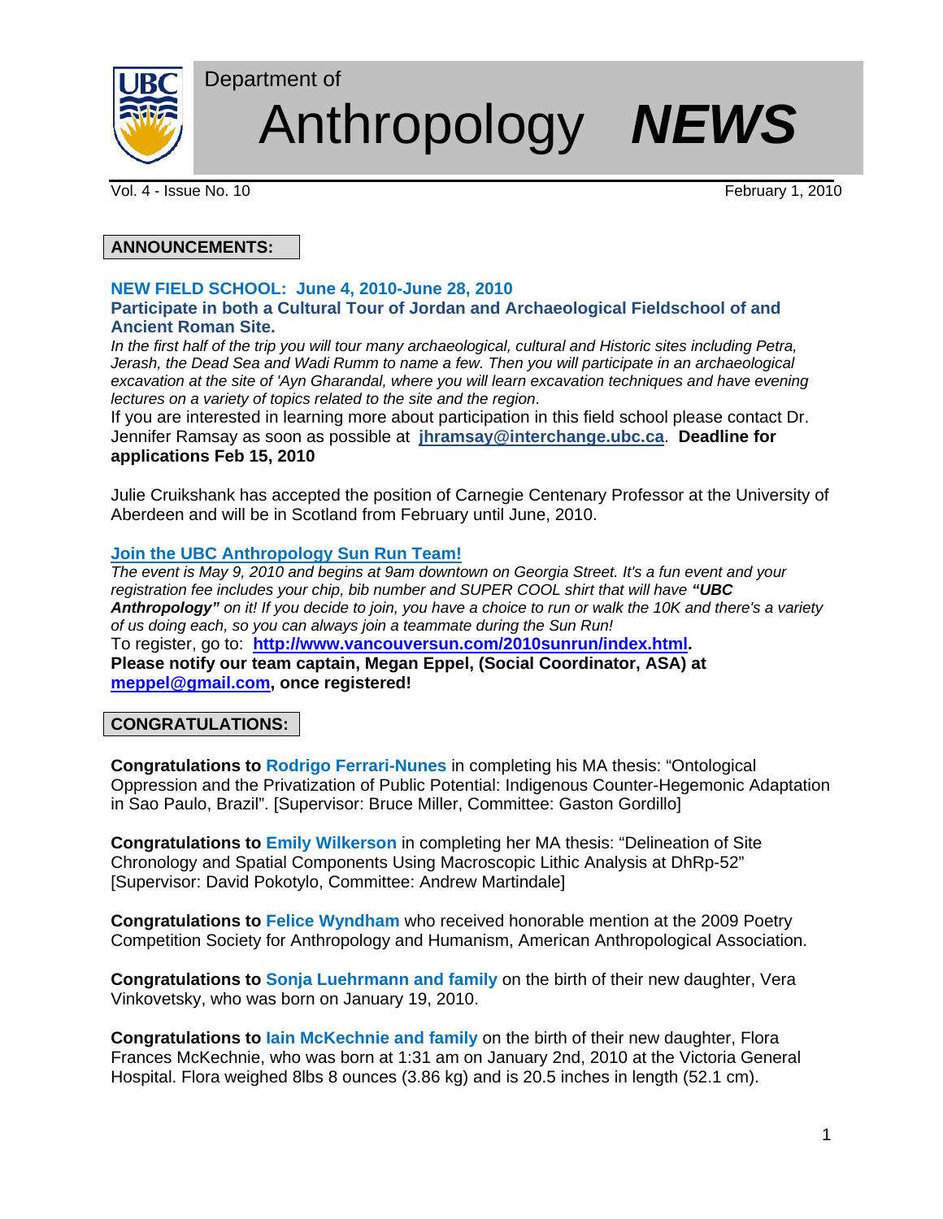# Department of Anthropology *NEWS*

Vol. 4 - Issue No. 10 February 1, 2010

## ANNOUNCEMENTS:

**NEW FIELD SCHOOL: June 4, 2010-June 28, 2010**

**Participate in both a Cultural Tour of Jordan and Archaeological Fieldschool of and Ancient Roman Site.**

*In the first half of the trip you will tour many archaeological, cultural and Historic sites including Petra, Jerash, the Dead Sea and Wadi Rumm to name a few. Then you will participate in an archaeological excavation at the site of 'Ayn Gharandal, where you will learn excavation techniques and have evening lectures on a variety of topics related to the site and the region*.

If you are interested in learning more about participation in this field school please contact Dr. Jennifer Ramsay as soon as possible at **jhramsay@interchange.ubc.ca**. **Deadline for applications Feb 15, 2010**

Julie Cruikshank has accepted the position of Carnegie Centenary Professor at the University of Aberdeen and will be in Scotland from February until June, 2010.

**Join the UBC Anthropology Sun Run Team!**

*The event is May 9, 2010 and begins at 9am downtown on Georgia Street. It's a fun event and your registration fee includes your chip, bib number and SUPER COOL shirt that will have **"UBC Anthropology"** on it! If you decide to join, you have a choice to run or walk the 10K and there's a variety of us doing each, so you can always join a teammate during the Sun Run!*

To register, go to: **http://www.vancouversun.com/2010sunrun/index.html**.

**Please notify our team captain, Megan Eppel, (Social Coordinator, ASA) at meppel@gmail.com, once registered!**

## CONGRATULATIONS:

**Congratulations to Rodrigo Ferrari-Nunes** in completing his MA thesis: "Ontological Oppression and the Privatization of Public Potential: Indigenous Counter-Hegemonic Adaptation in Sao Paulo, Brazil". [Supervisor: Bruce Miller, Committee: Gaston Gordillo]

**Congratulations to Emily Wilkerson** in completing her MA thesis: "Delineation of Site Chronology and Spatial Components Using Macroscopic Lithic Analysis at DhRp-52" [Supervisor: David Pokotylo, Committee: Andrew Martindale]

**Congratulations to Felice Wyndham** who received honorable mention at the 2009 Poetry Competition Society for Anthropology and Humanism, American Anthropological Association.

**Congratulations to Sonja Luehrmann and family** on the birth of their new daughter, Vera Vinkovetsky, who was born on January 19, 2010.

**Congratulations to Iain McKechnie and family** on the birth of their new daughter, Flora Frances McKechnie, who was born at 1:31 am on January 2nd, 2010 at the Victoria General Hospital. Flora weighed 8lbs 8 ounces (3.86 kg) and is 20.5 inches in length (52.1 cm).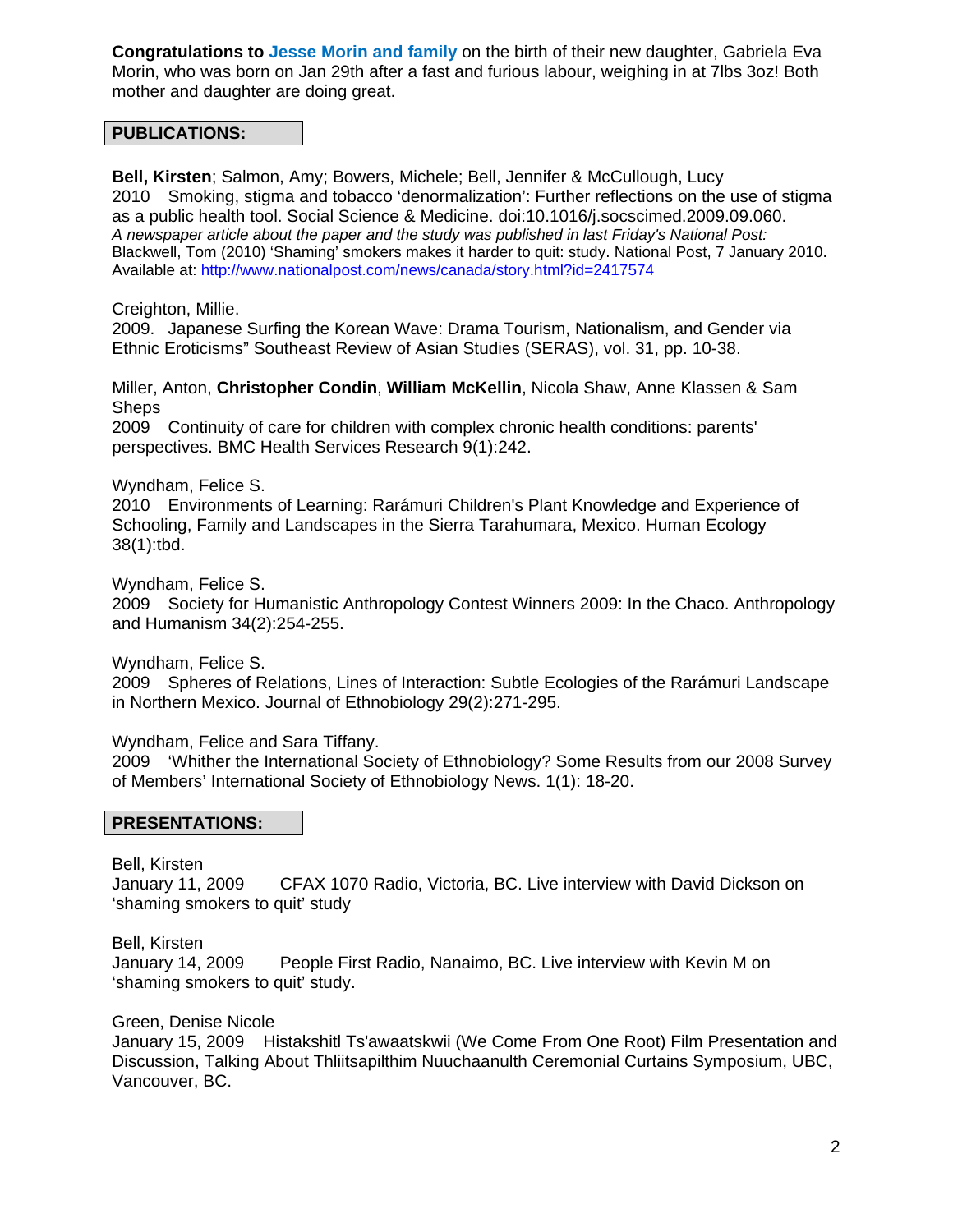**Congratulations to Jesse Morin and family** on the birth of their new daughter, Gabriela Eva Morin, who was born on Jan 29th after a fast and furious labour, weighing in at 7lbs 3oz! Both mother and daughter are doing great.

## PUBLICATIONS:

**Bell, Kirsten**; Salmon, Amy; Bowers, Michele; Bell, Jennifer & McCullough, Lucy
2010 Smoking, stigma and tobacco 'denormalization': Further reflections on the use of stigma as a public health tool. Social Science & Medicine. doi:10.1016/j.socscimed.2009.09.060.
*A newspaper article about the paper and the study was published in last Friday's National Post:*
Blackwell, Tom (2010) 'Shaming' smokers makes it harder to quit: study. National Post, 7 January 2010. Available at: http://www.nationalpost.com/news/canada/story.html?id=2417574

Creighton, Millie.
2009. Japanese Surfing the Korean Wave: Drama Tourism, Nationalism, and Gender via Ethnic Eroticisms" Southeast Review of Asian Studies (SERAS), vol. 31, pp. 10-38.

Miller, Anton, **Christopher Condin**, **William McKellin**, Nicola Shaw, Anne Klassen & Sam Sheps
2009 Continuity of care for children with complex chronic health conditions: parents' perspectives. BMC Health Services Research 9(1):242.

Wyndham, Felice S.
2010 Environments of Learning: Rarámuri Children's Plant Knowledge and Experience of Schooling, Family and Landscapes in the Sierra Tarahumara, Mexico. Human Ecology 38(1):tbd.

Wyndham, Felice S.
2009 Society for Humanistic Anthropology Contest Winners 2009: In the Chaco. Anthropology and Humanism 34(2):254-255.

Wyndham, Felice S.
2009 Spheres of Relations, Lines of Interaction: Subtle Ecologies of the Rarámuri Landscape in Northern Mexico. Journal of Ethnobiology 29(2):271-295.

Wyndham, Felice and Sara Tiffany.
2009 'Whither the International Society of Ethnobiology? Some Results from our 2008 Survey of Members' International Society of Ethnobiology News. 1(1): 18-20.

## PRESENTATIONS:

Bell, Kirsten
January 11, 2009 CFAX 1070 Radio, Victoria, BC. Live interview with David Dickson on 'shaming smokers to quit' study

Bell, Kirsten
January 14, 2009 People First Radio, Nanaimo, BC. Live interview with Kevin M on 'shaming smokers to quit' study.

Green, Denise Nicole
January 15, 2009 Histakshitl Ts'awaatskwii (We Come From One Root) Film Presentation and Discussion, Talking About Thliitsapilthim Nuuchaanulth Ceremonial Curtains Symposium, UBC, Vancouver, BC.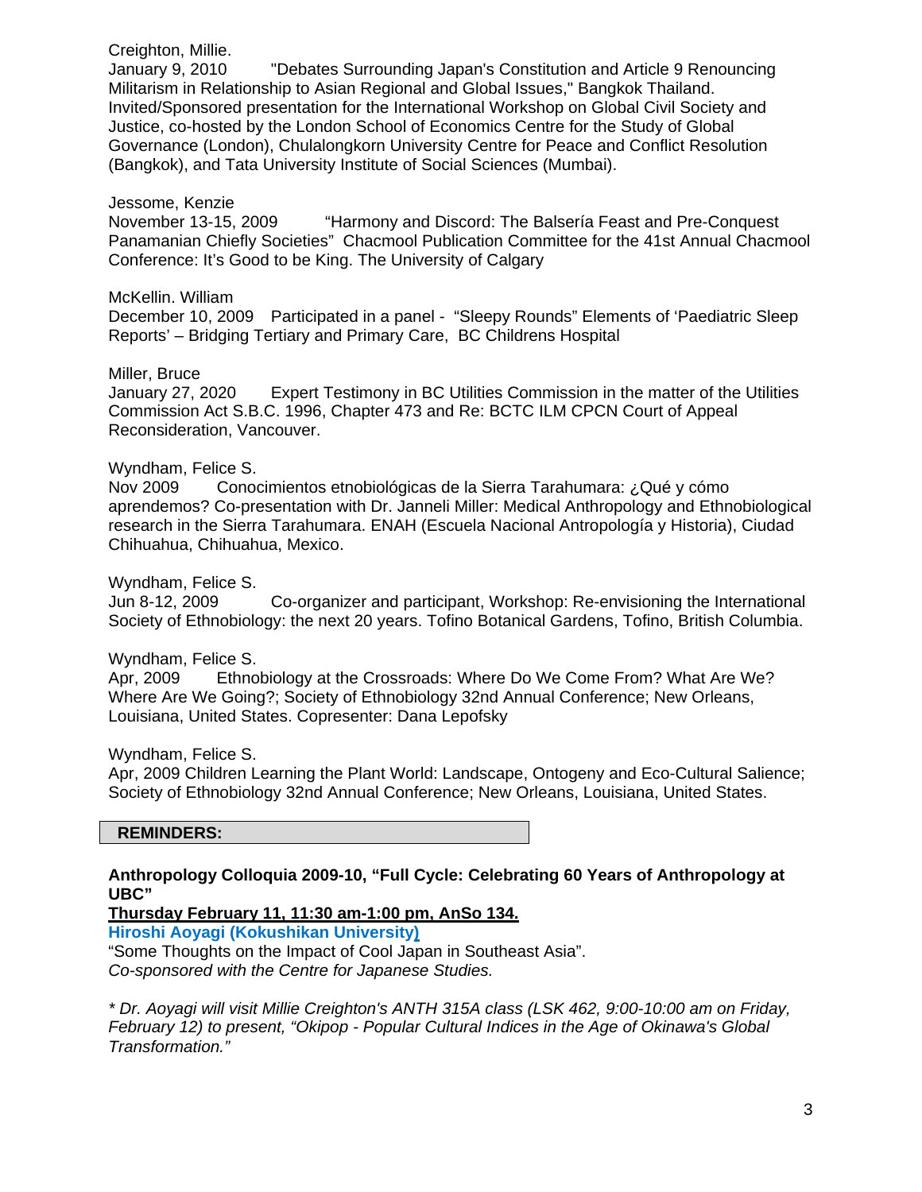Creighton, Millie.
January 9, 2010 "Debates Surrounding Japan's Constitution and Article 9 Renouncing Militarism in Relationship to Asian Regional and Global Issues," Bangkok Thailand. Invited/Sponsored presentation for the International Workshop on Global Civil Society and Justice, co-hosted by the London School of Economics Centre for the Study of Global Governance (London), Chulalongkorn University Centre for Peace and Conflict Resolution (Bangkok), and Tata University Institute of Social Sciences (Mumbai).

Jessome, Kenzie
November 13-15, 2009 "Harmony and Discord: The Balsería Feast and Pre-Conquest Panamanian Chiefly Societies" Chacmool Publication Committee for the 41st Annual Chacmool Conference: It's Good to be King. The University of Calgary

McKellin. William
December 10, 2009 Participated in a panel - "Sleepy Rounds" Elements of 'Paediatric Sleep Reports' – Bridging Tertiary and Primary Care, BC Childrens Hospital

Miller, Bruce
January 27, 2020 Expert Testimony in BC Utilities Commission in the matter of the Utilities Commission Act S.B.C. 1996, Chapter 473 and Re: BCTC ILM CPCN Court of Appeal Reconsideration, Vancouver.

Wyndham, Felice S.
Nov 2009 Conocimientos etnobiológicas de la Sierra Tarahumara: ¿Qué y cómo aprendemos? Co-presentation with Dr. Janneli Miller: Medical Anthropology and Ethnobiological research in the Sierra Tarahumara. ENAH (Escuela Nacional Antropología y Historia), Ciudad Chihuahua, Chihuahua, Mexico.

Wyndham, Felice S.
Jun 8-12, 2009 Co-organizer and participant, Workshop: Re-envisioning the International Society of Ethnobiology: the next 20 years. Tofino Botanical Gardens, Tofino, British Columbia.

Wyndham, Felice S.
Apr, 2009 Ethnobiology at the Crossroads: Where Do We Come From? What Are We? Where Are We Going?; Society of Ethnobiology 32nd Annual Conference; New Orleans, Louisiana, United States. Copresenter: Dana Lepofsky

Wyndham, Felice S.
Apr, 2009 Children Learning the Plant World: Landscape, Ontogeny and Eco-Cultural Salience; Society of Ethnobiology 32nd Annual Conference; New Orleans, Louisiana, United States.

## REMINDERS:

**Anthropology Colloquia 2009-10, "Full Cycle: Celebrating 60 Years of Anthropology at UBC"**

**Thursday February 11, 11:30 am-1:00 pm, AnSo 134.**

**Hiroshi Aoyagi (Kokushikan University)**

"Some Thoughts on the Impact of Cool Japan in Southeast Asia".
*Co-sponsored with the Centre for Japanese Studies.*

*\* Dr. Aoyagi will visit Millie Creighton's ANTH 315A class (LSK 462, 9:00-10:00 am on Friday, February 12) to present, "Okipop - Popular Cultural Indices in the Age of Okinawa's Global Transformation."*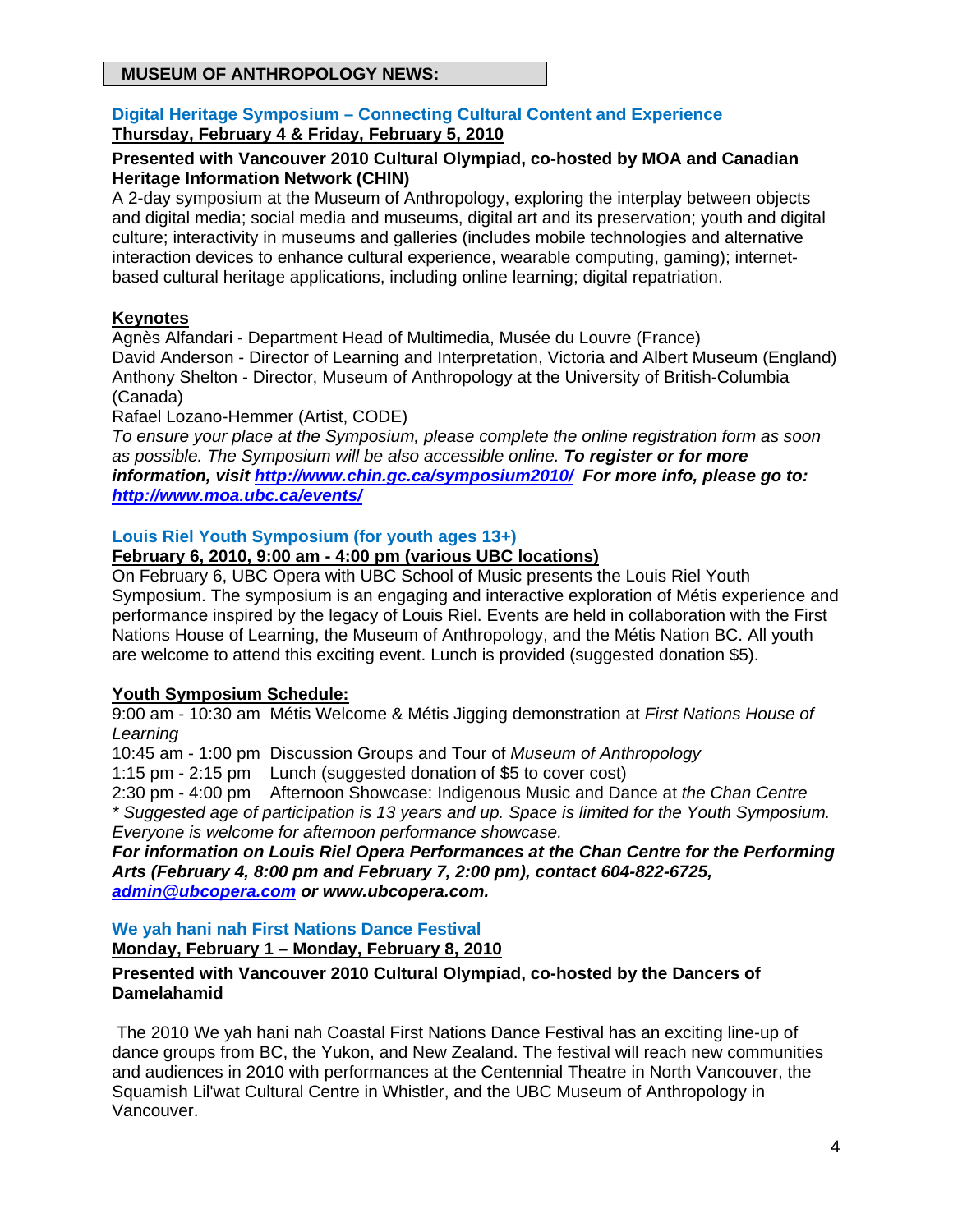## MUSEUM OF ANTHROPOLOGY NEWS:

### Digital Heritage Symposium – Connecting Cultural Content and Experience

**Thursday, February 4 & Friday, February 5, 2010**

**Presented with Vancouver 2010 Cultural Olympiad, co-hosted by MOA and Canadian Heritage Information Network (CHIN)**

A 2-day symposium at the Museum of Anthropology, exploring the interplay between objects and digital media; social media and museums, digital art and its preservation; youth and digital culture; interactivity in museums and galleries (includes mobile technologies and alternative interaction devices to enhance cultural experience, wearable computing, gaming); internet-based cultural heritage applications, including online learning; digital repatriation.

**Keynotes**

Agnès Alfandari - Department Head of Multimedia, Musée du Louvre (France)
David Anderson - Director of Learning and Interpretation, Victoria and Albert Museum (England)
Anthony Shelton - Director, Museum of Anthropology at the University of British-Columbia (Canada)
Rafael Lozano-Hemmer (Artist, CODE)

*To ensure your place at the Symposium, please complete the online registration form as soon as possible. The Symposium will be also accessible online.* ***To register or for more information, visit [http://www.chin.gc.ca/symposium2010/](http://www.chin.gc.ca/symposium2010/) For more info, please go to: [http://www.moa.ubc.ca/events/](http://www.moa.ubc.ca/events/)***

### Louis Riel Youth Symposium (for youth ages 13+)

**February 6, 2010, 9:00 am - 4:00 pm (various UBC locations)**

On February 6, UBC Opera with UBC School of Music presents the Louis Riel Youth Symposium. The symposium is an engaging and interactive exploration of Métis experience and performance inspired by the legacy of Louis Riel. Events are held in collaboration with the First Nations House of Learning, the Museum of Anthropology, and the Métis Nation BC. All youth are welcome to attend this exciting event. Lunch is provided (suggested donation $5).

**Youth Symposium Schedule:**

9:00 am - 10:30 am Métis Welcome & Métis Jigging demonstration at *First Nations House of Learning*
10:45 am - 1:00 pm Discussion Groups and Tour of *Museum of Anthropology*
1:15 pm - 2:15 pm Lunch (suggested donation of $5 to cover cost)
2:30 pm - 4:00 pm Afternoon Showcase: Indigenous Music and Dance at *the Chan Centre*

*\* Suggested age of participation is 13 years and up. Space is limited for the Youth Symposium. Everyone is welcome for afternoon performance showcase.*

***For information on Louis Riel Opera Performances at the Chan Centre for the Performing Arts (February 4, 8:00 pm and February 7, 2:00 pm), contact 604-822-6725, [admin@ubcopera.com](mailto:admin@ubcopera.com) or www.ubcopera.com.***

### We yah hani nah First Nations Dance Festival

**Monday, February 1 – Monday, February 8, 2010**

**Presented with Vancouver 2010 Cultural Olympiad, co-hosted by the Dancers of Damelahamid**

The 2010 We yah hani nah Coastal First Nations Dance Festival has an exciting line-up of dance groups from BC, the Yukon, and New Zealand. The festival will reach new communities and audiences in 2010 with performances at the Centennial Theatre in North Vancouver, the Squamish Lil'wat Cultural Centre in Whistler, and the UBC Museum of Anthropology in Vancouver.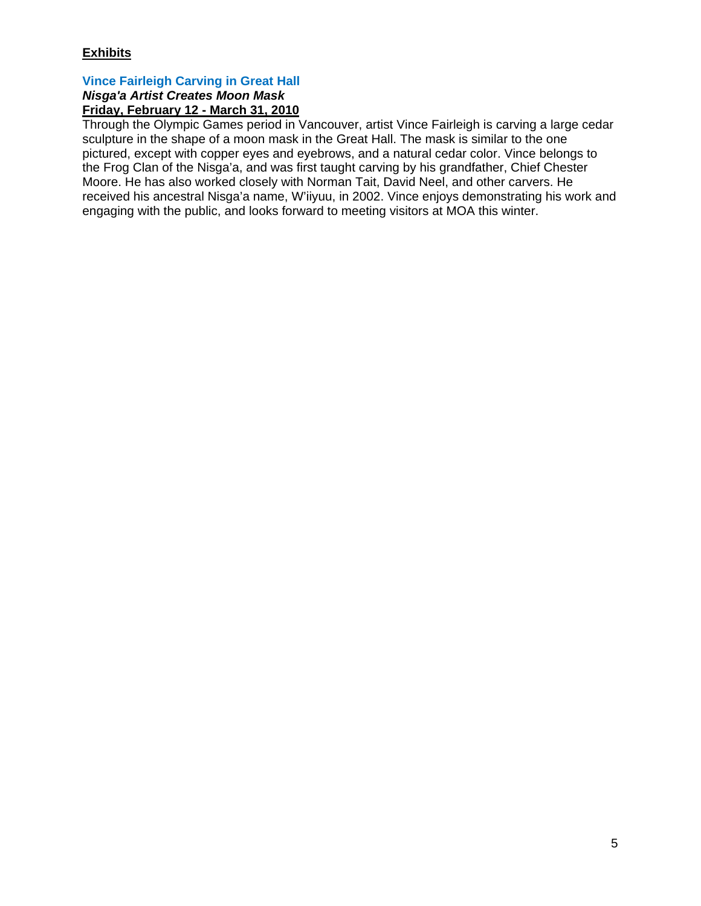## Exhibits

### Vince Fairleigh Carving in Great Hall

***Nisga'a Artist Creates Moon Mask***

**Friday, February 12 - March 31, 2010**

Through the Olympic Games period in Vancouver, artist Vince Fairleigh is carving a large cedar sculpture in the shape of a moon mask in the Great Hall. The mask is similar to the one pictured, except with copper eyes and eyebrows, and a natural cedar color. Vince belongs to the Frog Clan of the Nisga'a, and was first taught carving by his grandfather, Chief Chester Moore. He has also worked closely with Norman Tait, David Neel, and other carvers. He received his ancestral Nisga'a name, W'iiyuu, in 2002. Vince enjoys demonstrating his work and engaging with the public, and looks forward to meeting visitors at MOA this winter.